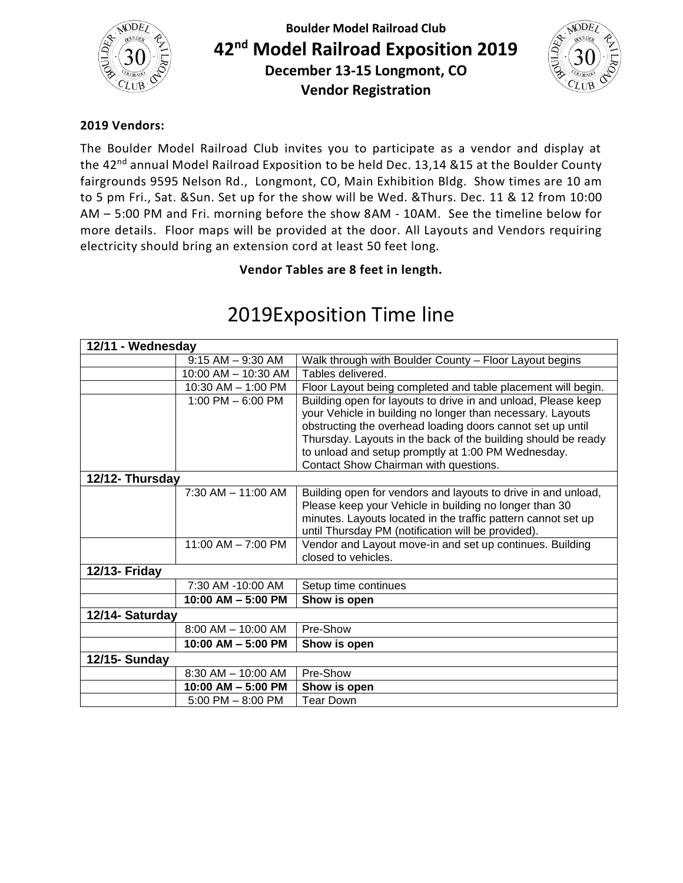# Boulder Model Railroad Club

# 42nd Model Railroad Exposition 2019

## December 13-15 Longmont, CO

## Vendor Registration

**2019 Vendors:**

The Boulder Model Railroad Club invites you to participate as a vendor and display at the 42nd annual Model Railroad Exposition to be held Dec. 13,14 &15 at the Boulder County fairgrounds 9595 Nelson Rd., Longmont, CO, Main Exhibition Bldg. Show times are 10 am to 5 pm Fri., Sat. &Sun. Set up for the show will be Wed. &Thurs. Dec. 11 & 12 from 10:00 AM – 5:00 PM and Fri. morning before the show 8AM - 10AM. See the timeline below for more details. Floor maps will be provided at the door. All Layouts and Vendors requiring electricity should bring an extension cord at least 50 feet long.

**Vendor Tables are 8 feet in length.**

## 2019Exposition Time line

| | | |
|---|---|---|
| **12/11 - Wednesday** | | |
| | 9:15 AM – 9:30 AM | Walk through with Boulder County – Floor Layout begins |
| | 10:00 AM – 10:30 AM | Tables delivered. |
| | 10:30 AM – 1:00 PM | Floor Layout being completed and table placement will begin. |
| | 1:00 PM – 6:00 PM | Building open for layouts to drive in and unload, Please keep your Vehicle in building no longer than necessary. Layouts obstructing the overhead loading doors cannot set up until Thursday. Layouts in the back of the building should be ready to unload and setup promptly at 1:00 PM Wednesday. Contact Show Chairman with questions. |
| **12/12- Thursday** | | |
| | 7:30 AM – 11:00 AM | Building open for vendors and layouts to drive in and unload, Please keep your Vehicle in building no longer than 30 minutes. Layouts located in the traffic pattern cannot set up until Thursday PM (notification will be provided). |
| | 11:00 AM – 7:00 PM | Vendor and Layout move-in and set up continues. Building closed to vehicles. |
| **12/13- Friday** | | |
| | 7:30 AM -10:00 AM | Setup time continues |
| | **10:00 AM – 5:00 PM** | **Show is open** |
| **12/14- Saturday** | | |
| | 8:00 AM – 10:00 AM | Pre-Show |
| | **10:00 AM – 5:00 PM** | **Show is open** |
| **12/15- Sunday** | | |
| | 8:30 AM – 10:00 AM | Pre-Show |
| | **10:00 AM – 5:00 PM** | **Show is open** |
| | 5:00 PM – 8:00 PM | Tear Down |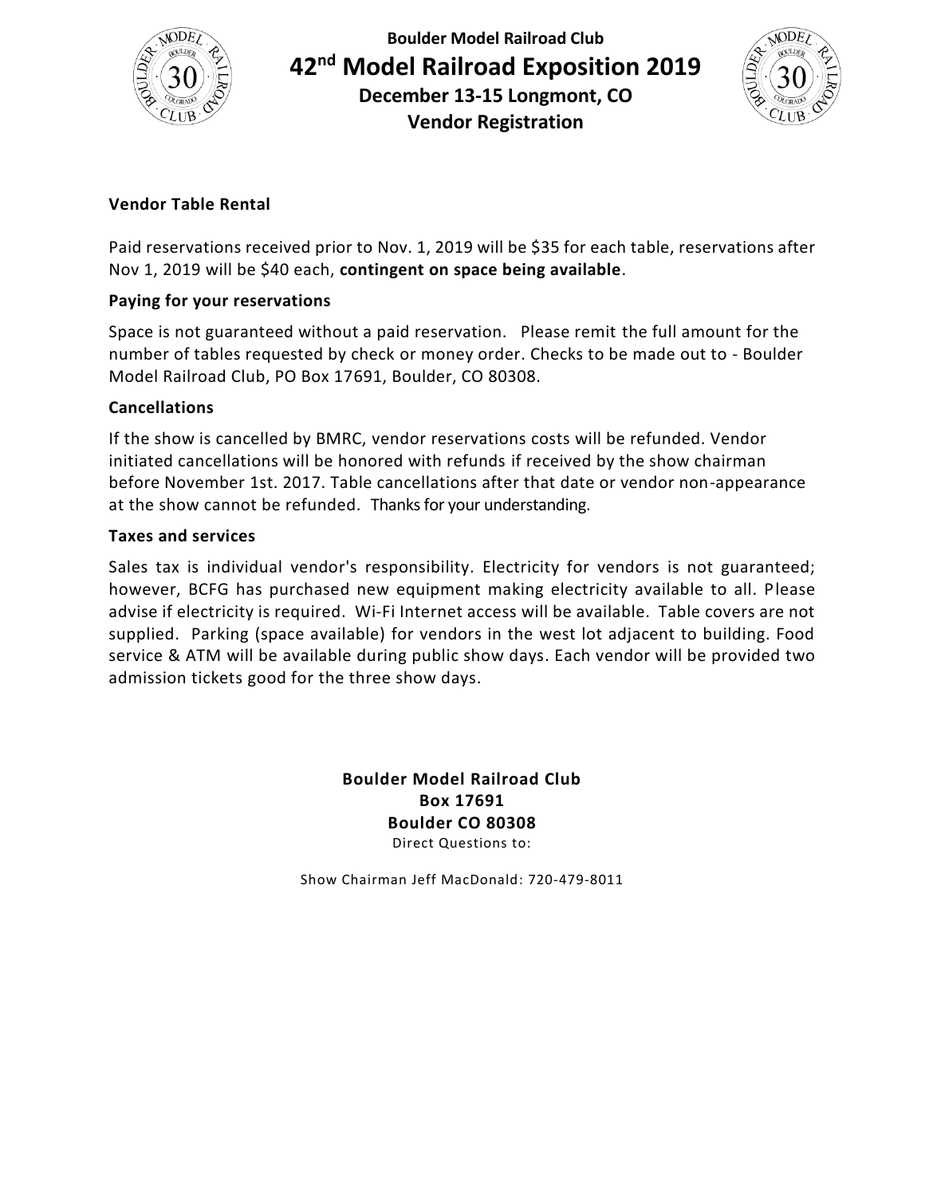**Boulder Model Railroad Club**

# 42nd Model Railroad Exposition 2019

**December 13-15 Longmont, CO**

**Vendor Registration**

### Vendor Table Rental

Paid reservations received prior to Nov. 1, 2019 will be $35 for each table, reservations after Nov 1, 2019 will be $40 each, **contingent on space being available**.

### Paying for your reservations

Space is not guaranteed without a paid reservation. Please remit the full amount for the number of tables requested by check or money order. Checks to be made out to - Boulder Model Railroad Club, PO Box 17691, Boulder, CO 80308.

### Cancellations

If the show is cancelled by BMRC, vendor reservations costs will be refunded. Vendor initiated cancellations will be honored with refunds if received by the show chairman before November 1st. 2017. Table cancellations after that date or vendor non-appearance at the show cannot be refunded. Thanks for your understanding.

### Taxes and services

Sales tax is individual vendor's responsibility. Electricity for vendors is not guaranteed; however, BCFG has purchased new equipment making electricity available to all. Please advise if electricity is required. Wi-Fi Internet access will be available. Table covers are not supplied. Parking (space available) for vendors in the west lot adjacent to building. Food service & ATM will be available during public show days. Each vendor will be provided two admission tickets good for the three show days.

**Boulder Model Railroad Club**
**Box 17691**
**Boulder CO 80308**

Direct Questions to:

Show Chairman Jeff MacDonald: 720-479-8011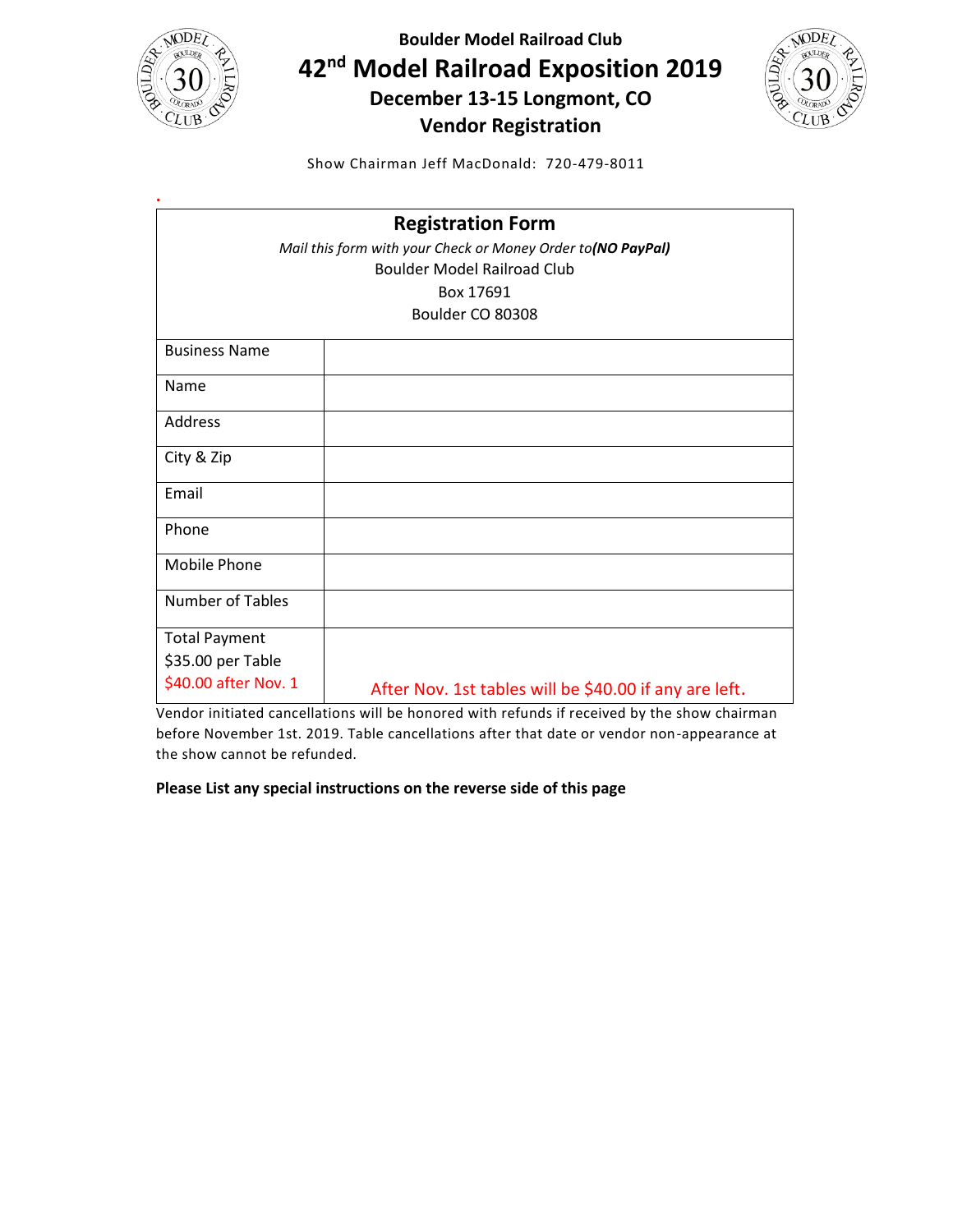**Boulder Model Railroad Club**

# 42nd Model Railroad Exposition 2019

## December 13-15 Longmont, CO

## Vendor Registration

Show Chairman Jeff MacDonald: 720-479-8011

## Registration Form

*Mail this form with your Check or Money Order to* ***(NO PayPal)***

Boulder Model Railroad Club
Box 17691
Boulder CO 80308

| | |
|---|---|
| Business Name | |
| Name | |
| Address | |
| City & Zip | |
| Email | |
| Phone | |
| Mobile Phone | |
| Number of Tables | |
| Total Payment<br>$35.00 per Table<br>$40.00 after Nov. 1 | After Nov. 1st tables will be $40.00 if any are left. |

Vendor initiated cancellations will be honored with refunds if received by the show chairman before November 1st. 2019. Table cancellations after that date or vendor non-appearance at the show cannot be refunded.

**Please List any special instructions on the reverse side of this page**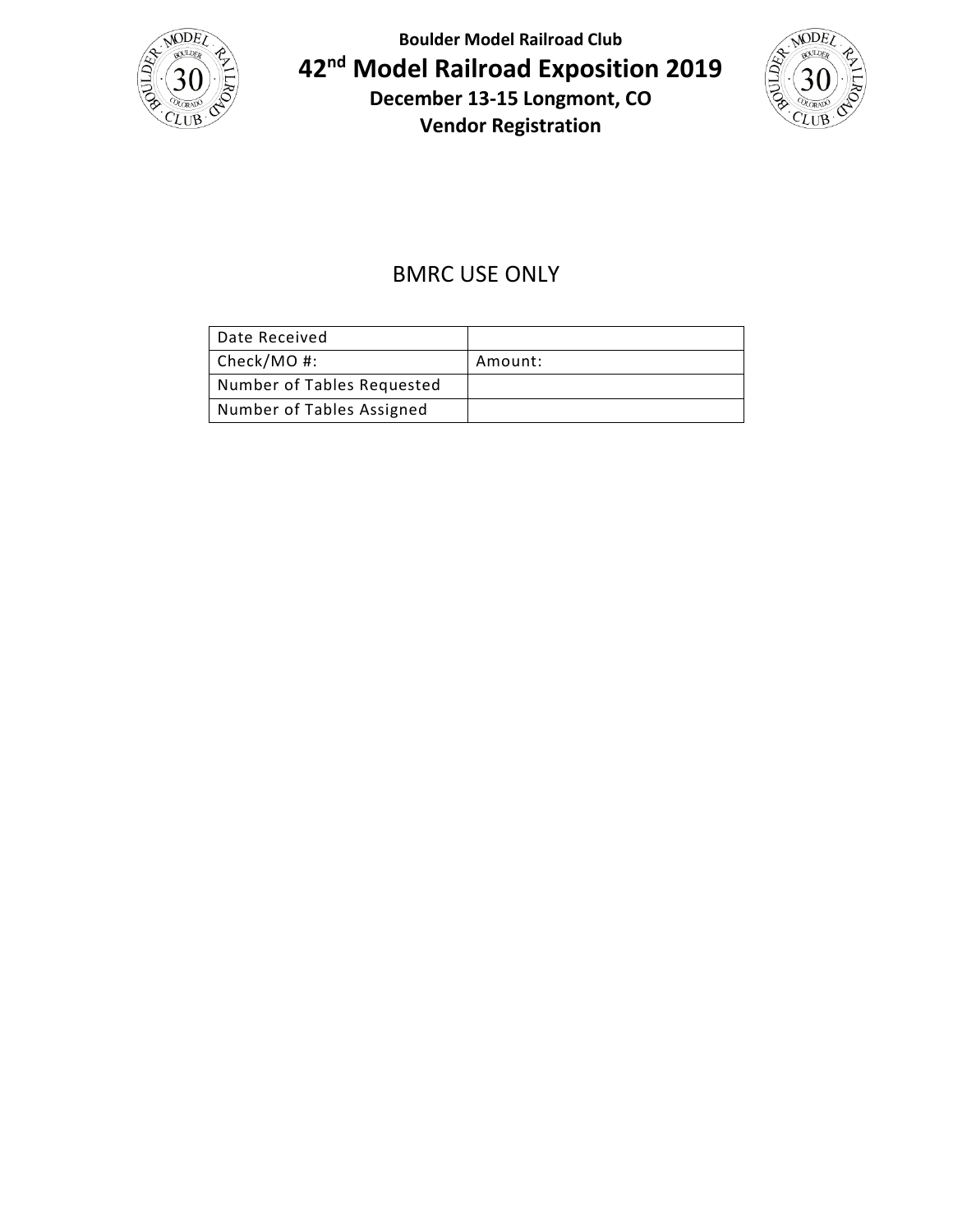**Boulder Model Railroad Club**

# 42nd Model Railroad Exposition 2019

**December 13-15 Longmont, CO**

**Vendor Registration**

## BMRC USE ONLY

| | |
|---|---|
| Date Received | |
| Check/MO #: | Amount: |
| Number of Tables Requested | |
| Number of Tables Assigned | |